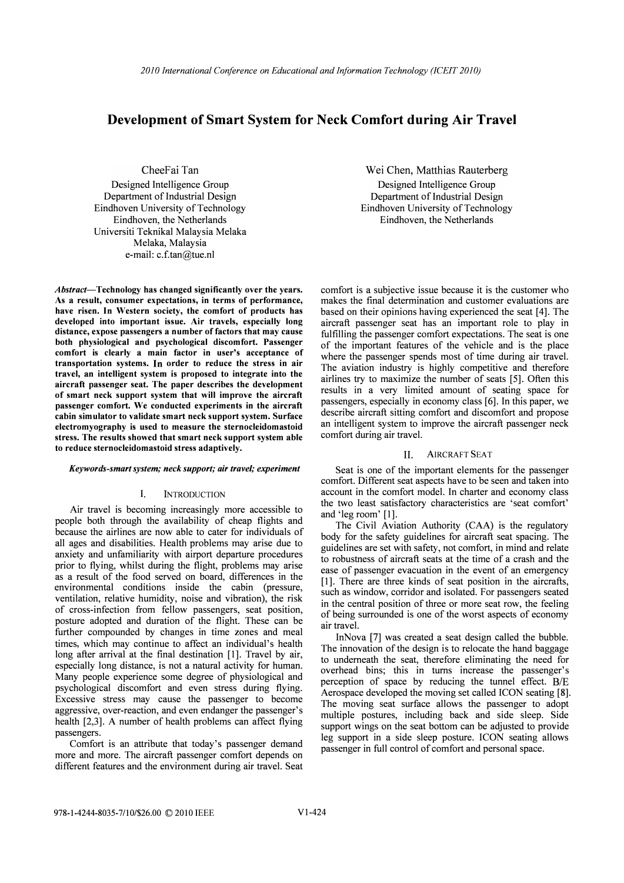# Development of Smart System for Neck Comfort during Air Travel

CheeFai Tan
Designed Intelligence Group
Department of Industrial Design
Eindhoven University of Technology
Eindhoven, the Netherlands
Universiti Teknikal Malaysia Melaka
Melaka, Malaysia
e-mail: c.f.tan@tue.nl

Wei Chen, Matthias Rauterberg
Designed Intelligence Group
Department of Industrial Design
Eindhoven University of Technology
Eindhoven, the Netherlands

***Abstract*—Technology has changed significantly over the years. As a result, consumer expectations, in terms of performance, have risen. In Western society, the comfort of products has developed into important issue. Air travels, especially long distance, expose passengers a number of factors that may cause both physiological and psychological discomfort. Passenger comfort is clearly a main factor in user's acceptance of transportation systems. In order to reduce the stress in air travel, an intelligent system is proposed to integrate into the aircraft passenger seat. The paper describes the development of smart neck support system that will improve the aircraft passenger comfort. We conducted experiments in the aircraft cabin simulator to validate smart neck support system. Surface electromyography is used to measure the sternocleidomastoid stress. The results showed that smart neck support system able to reduce sternocleidomastoid stress adaptively.**

***Keywords-smart system; neck support; air travel; experiment***

## I. INTRODUCTION

Air travel is becoming increasingly more accessible to people both through the availability of cheap flights and because the airlines are now able to cater for individuals of all ages and disabilities. Health problems may arise due to anxiety and unfamiliarity with airport departure procedures prior to flying, whilst during the flight, problems may arise as a result of the food served on board, differences in the environmental conditions inside the cabin (pressure, ventilation, relative humidity, noise and vibration), the risk of cross-infection from fellow passengers, seat position, posture adopted and duration of the flight. These can be further compounded by changes in time zones and meal times, which may continue to affect an individual's health long after arrival at the final destination [1]. Travel by air, especially long distance, is not a natural activity for human. Many people experience some degree of physiological and psychological discomfort and even stress during flying. Excessive stress may cause the passenger to become aggressive, over-reaction, and even endanger the passenger's health [2,3]. A number of health problems can affect flying passengers.

Comfort is an attribute that today's passenger demand more and more. The aircraft passenger comfort depends on different features and the environment during air travel. Seat comfort is a subjective issue because it is the customer who makes the final determination and customer evaluations are based on their opinions having experienced the seat [4]. The aircraft passenger seat has an important role to play in fulfilling the passenger comfort expectations. The seat is one of the important features of the vehicle and is the place where the passenger spends most of time during air travel. The aviation industry is highly competitive and therefore airlines try to maximize the number of seats [5]. Often this results in a very limited amount of seating space for passengers, especially in economy class [6]. In this paper, we describe aircraft sitting comfort and discomfort and propose an intelligent system to improve the aircraft passenger neck comfort during air travel.

## II. AIRCRAFT SEAT

Seat is one of the important elements for the passenger comfort. Different seat aspects have to be seen and taken into account in the comfort model. In charter and economy class the two least satisfactory characteristics are 'seat comfort' and 'leg room' [1].

The Civil Aviation Authority (CAA) is the regulatory body for the safety guidelines for aircraft seat spacing. The guidelines are set with safety, not comfort, in mind and relate to robustness of aircraft seats at the time of a crash and the ease of passenger evacuation in the event of an emergency [1]. There are three kinds of seat position in the aircrafts, such as window, corridor and isolated. For passengers seated in the central position of three or more seat row, the feeling of being surrounded is one of the worst aspects of economy air travel.

InNova [7] was created a seat design called the bubble. The innovation of the design is to relocate the hand baggage to underneath the seat, therefore eliminating the need for overhead bins; this in turns increase the passenger's perception of space by reducing the tunnel effect. B/E Aerospace developed the moving set called ICON seating [8]. The moving seat surface allows the passenger to adopt multiple postures, including back and side sleep. Side support wings on the seat bottom can be adjusted to provide leg support in a side sleep posture. ICON seating allows passenger in full control of comfort and personal space.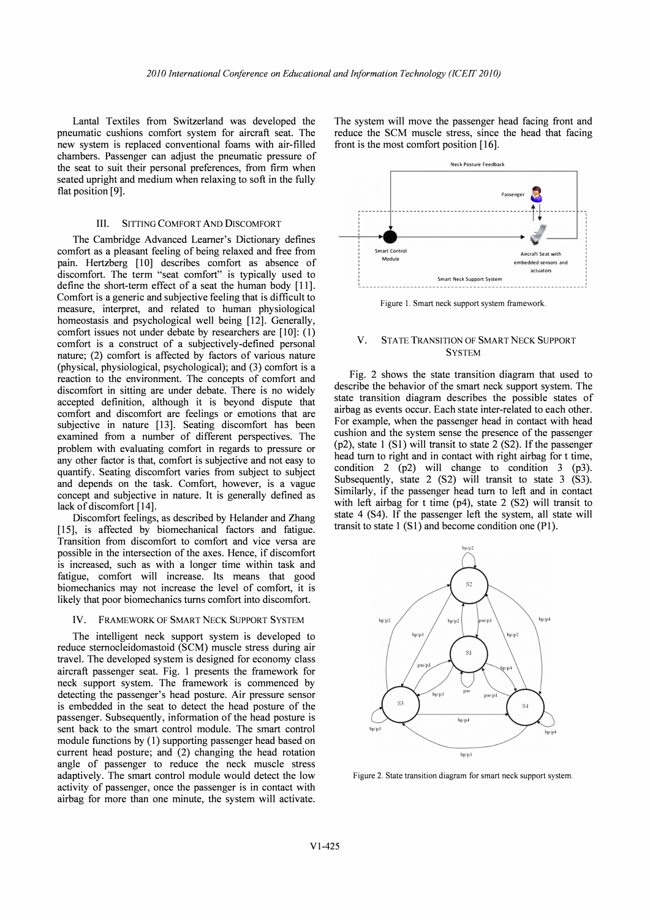Lantal Textiles from Switzerland was developed the pneumatic cushions comfort system for aircraft seat. The new system is replaced conventional foams with air-filled chambers. Passenger can adjust the pneumatic pressure of the seat to suit their personal preferences, from firm when seated upright and medium when relaxing to soft in the fully flat position [9].

## III. Sitting Comfort And Discomfort

The Cambridge Advanced Learner's Dictionary defines comfort as a pleasant feeling of being relaxed and free from pain. Hertzberg [10] describes comfort as absence of discomfort. The term "seat comfort" is typically used to define the short-term effect of a seat the human body [11]. Comfort is a generic and subjective feeling that is difficult to measure, interpret, and related to human physiological homeostasis and psychological well being [12]. Generally, comfort issues not under debate by researchers are [10]: (1) comfort is a construct of a subjectively-defined personal nature; (2) comfort is affected by factors of various nature (physical, physiological, psychological); and (3) comfort is a reaction to the environment. The concepts of comfort and discomfort in sitting are under debate. There is no widely accepted definition, although it is beyond dispute that comfort and discomfort are feelings or emotions that are subjective in nature [13]. Seating discomfort has been examined from a number of different perspectives. The problem with evaluating comfort in regards to pressure or any other factor is that, comfort is subjective and not easy to quantify. Seating discomfort varies from subject to subject and depends on the task. Comfort, however, is a vague concept and subjective in nature. It is generally defined as lack of discomfort [14].

Discomfort feelings, as described by Helander and Zhang [15], is affected by biomechanical factors and fatigue. Transition from discomfort to comfort and vice versa are possible in the intersection of the axes. Hence, if discomfort is increased, such as with a longer time within task and fatigue, comfort will increase. Its means that good biomechanics may not increase the level of comfort, it is likely that poor biomechanics turns comfort into discomfort.

## IV. Framework Of Smart Neck Support System

The intelligent neck support system is developed to reduce sternocleidomastoid (SCM) muscle stress during air travel. The developed system is designed for economy class aircraft passenger seat. Fig. 1 presents the framework for neck support system. The framework is commenced by detecting the passenger's head posture. Air pressure sensor is embedded in the seat to detect the head posture of the passenger. Subsequently, information of the head posture is sent back to the smart control module. The smart control module functions by (1) supporting passenger head based on current head posture; and (2) changing the head rotation angle of passenger to reduce the neck muscle stress adaptively. The smart control module would detect the low activity of passenger, once the passenger is in contact with airbag for more than one minute, the system will activate. The system will move the passenger head facing front and reduce the SCM muscle stress, since the head that facing front is the most comfort position [16].

Figure 1. Smart neck support system framework.

## V. State Transition Of Smart Neck Support System

Fig. 2 shows the state transition diagram that used to describe the behavior of the smart neck support system. The state transition diagram describes the possible states of airbag as events occur. Each state inter-related to each other. For example, when the passenger head in contact with head cushion and the system sense the presence of the passenger (p2), state 1 (S1) will transit to state 2 (S2). If the passenger head turn to right and in contact with right airbag for t time, condition 2 (p2) will change to condition 3 (p3). Subsequently, state 2 (S2) will transit to state 3 (S3). Similarly, if the passenger head turn to left and in contact with left airbag for t time (p4), state 2 (S2) will transit to state 4 (S4). If the passenger left the system, all state will transit to state 1 (S1) and become condition one (P1).

Figure 2. State transition diagram for smart neck support system.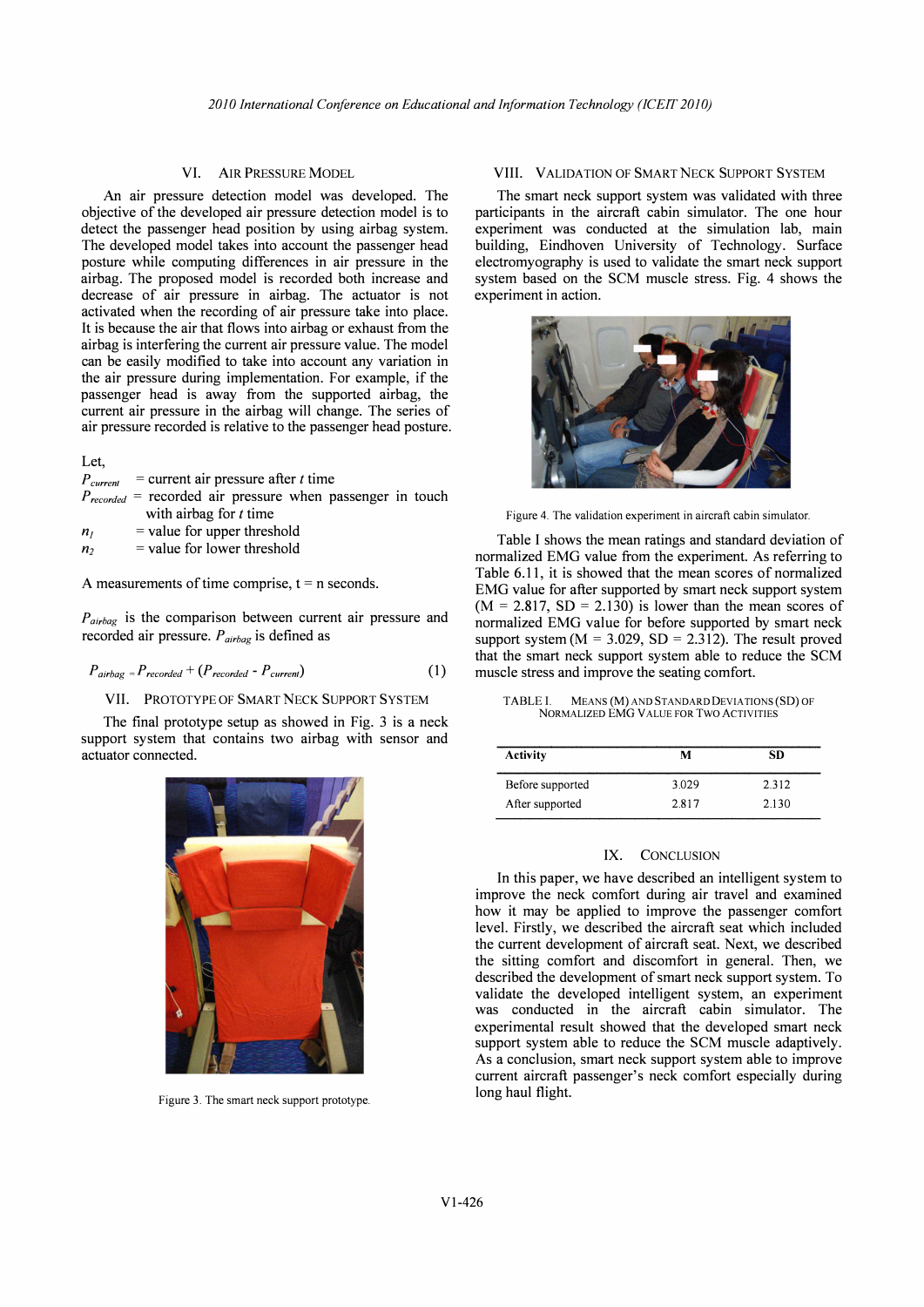## VI. AIR PRESSURE MODEL

An air pressure detection model was developed. The objective of the developed air pressure detection model is to detect the passenger head position by using airbag system. The developed model takes into account the passenger head posture while computing differences in air pressure in the airbag. The proposed model is recorded both increase and decrease of air pressure in airbag. The actuator is not activated when the recording of air pressure take into place. It is because the air that flows into airbag or exhaust from the airbag is interfering the current air pressure value. The model can be easily modified to take into account any variation in the air pressure during implementation. For example, if the passenger head is away from the supported airbag, the current air pressure in the airbag will change. The series of air pressure recorded is relative to the passenger head posture.

Let,

$P_{current}$ = current air pressure after $t$ time

$P_{recorded}$ = recorded air pressure when passenger in touch with airbag for $t$ time

$n_1$ = value for upper threshold

$n_2$ = value for lower threshold

A measurements of time comprise, t = n seconds.

$P_{airbag}$ is the comparison between current air pressure and recorded air pressure. $P_{airbag}$ is defined as

$$P_{airbag} = P_{recorded} + (P_{recorded} - P_{current}) \tag{1}$$

## VII. PROTOTYPE OF SMART NECK SUPPORT SYSTEM

The final prototype setup as showed in Fig. 3 is a neck support system that contains two airbag with sensor and actuator connected.

Figure 3. The smart neck support prototype.

## VIII. VALIDATION OF SMART NECK SUPPORT SYSTEM

The smart neck support system was validated with three participants in the aircraft cabin simulator. The one hour experiment was conducted at the simulation lab, main building, Eindhoven University of Technology. Surface electromyography is used to validate the smart neck support system based on the SCM muscle stress. Fig. 4 shows the experiment in action.

Figure 4. The validation experiment in aircraft cabin simulator.

Table I shows the mean ratings and standard deviation of normalized EMG value from the experiment. As referring to Table 6.11, it is showed that the mean scores of normalized EMG value for after supported by smart neck support system (M = 2.817, SD = 2.130) is lower than the mean scores of normalized EMG value for before supported by smart neck support system (M = 3.029, SD = 2.312). The result proved that the smart neck support system able to reduce the SCM muscle stress and improve the seating comfort.

TABLE I. MEANS (M) AND STANDARD DEVIATIONS (SD) OF NORMALIZED EMG VALUE FOR TWO ACTIVITIES

| Activity | M | SD |
|---|---|---|
| Before supported | 3.029 | 2.312 |
| After supported | 2.817 | 2.130 |

## IX. CONCLUSION

In this paper, we have described an intelligent system to improve the neck comfort during air travel and examined how it may be applied to improve the passenger comfort level. Firstly, we described the aircraft seat which included the current development of aircraft seat. Next, we described the sitting comfort and discomfort in general. Then, we described the development of smart neck support system. To validate the developed intelligent system, an experiment was conducted in the aircraft cabin simulator. The experimental result showed that the developed smart neck support system able to reduce the SCM muscle adaptively. As a conclusion, smart neck support system able to improve current aircraft passenger's neck comfort especially during long haul flight.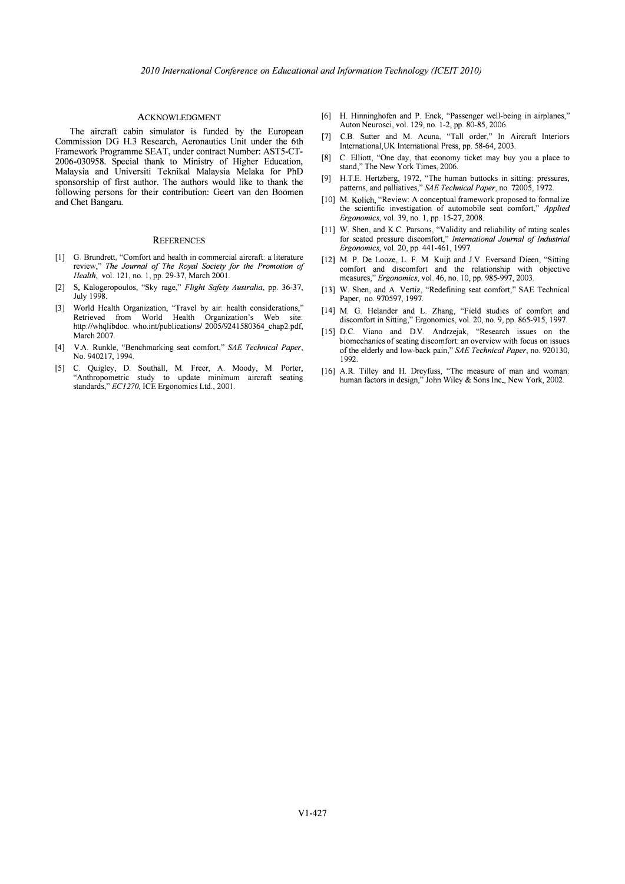## ACKNOWLEDGMENT

The aircraft cabin simulator is funded by the European Commission DG H.3 Research, Aeronautics Unit under the 6th Framework Programme SEAT, under contract Number: AST5-CT-2006-030958. Special thank to Ministry of Higher Education, Malaysia and Universiti Teknikal Malaysia Melaka for PhD sponsorship of first author. The authors would like to thank the following persons for their contribution: Geert van den Boomen and Chet Bangaru.

## REFERENCES

[1] G. Brundrett, "Comfort and health in commercial aircraft: a literature review," *The Journal of The Royal Society for the Promotion of Health*, vol. 121, no. 1, pp. 29-37, March 2001.

[2] S. Kalogeropoulos, "Sky rage," *Flight Safety Australia*, pp. 36-37, July 1998.

[3] World Health Organization, "Travel by air: health considerations," Retrieved from World Health Organization's Web site: http://whqlibdoc. who.int/publications/ 2005/9241580364_chap2.pdf, March 2007.

[4] V.A. Runkle, "Benchmarking seat comfort," *SAE Technical Paper*, No. 940217, 1994.

[5] C. Quigley, D. Southall, M. Freer, A. Moody, M. Porter, "Anthropometric study to update minimum aircraft seating standards," *EC1270*, ICE Ergonomics Ltd., 2001.

[6] H. Hinninghofen and P. Enck, "Passenger well-being in airplanes," Auton Neurosci, vol. 129, no. 1-2, pp. 80-85, 2006.

[7] C.B. Sutter and M. Acuna, "Tall order," In Aircraft Interiors International,UK International Press, pp. 58-64, 2003.

[8] C. Elliott, "One day, that economy ticket may buy you a place to stand," The New York Times, 2006.

[9] H.T.E. Hertzberg, 1972, "The human buttocks in sitting: pressures, patterns, and palliatives," *SAE Technical Paper*, no. 72005, 1972.

[10] M. Kolich, "Review: A conceptual framework proposed to formalize the scientific investigation of automobile seat comfort," *Applied Ergonomics*, vol. 39, no. 1, pp. 15-27, 2008.

[11] W. Shen, and K.C. Parsons, "Validity and reliability of rating scales for seated pressure discomfort," *International Journal of Industrial Ergonomics*, vol. 20, pp. 441-461, 1997.

[12] M. P. De Looze, L. F. M. Kuijt and J.V. Eversand Dieen, "Sitting comfort and discomfort and the relationship with objective measures," *Ergonomics*, vol. 46, no. 10, pp. 985-997, 2003.

[13] W. Shen, and A. Vertiz, "Redefining seat comfort," SAE Technical Paper, no. 970597, 1997.

[14] M. G. Helander and L. Zhang, "Field studies of comfort and discomfort in Sitting," Ergonomics, vol. 20, no. 9, pp. 865-915, 1997.

[15] D.C. Viano and D.V. Andrzejak, "Research issues on the biomechanics of seating discomfort: an overview with focus on issues of the elderly and low-back pain," *SAE Technical Paper*, no. 920130, 1992.

[16] A.R. Tilley and H. Dreyfuss, "The measure of man and woman: human factors in design," John Wiley & Sons Inc., New York, 2002.